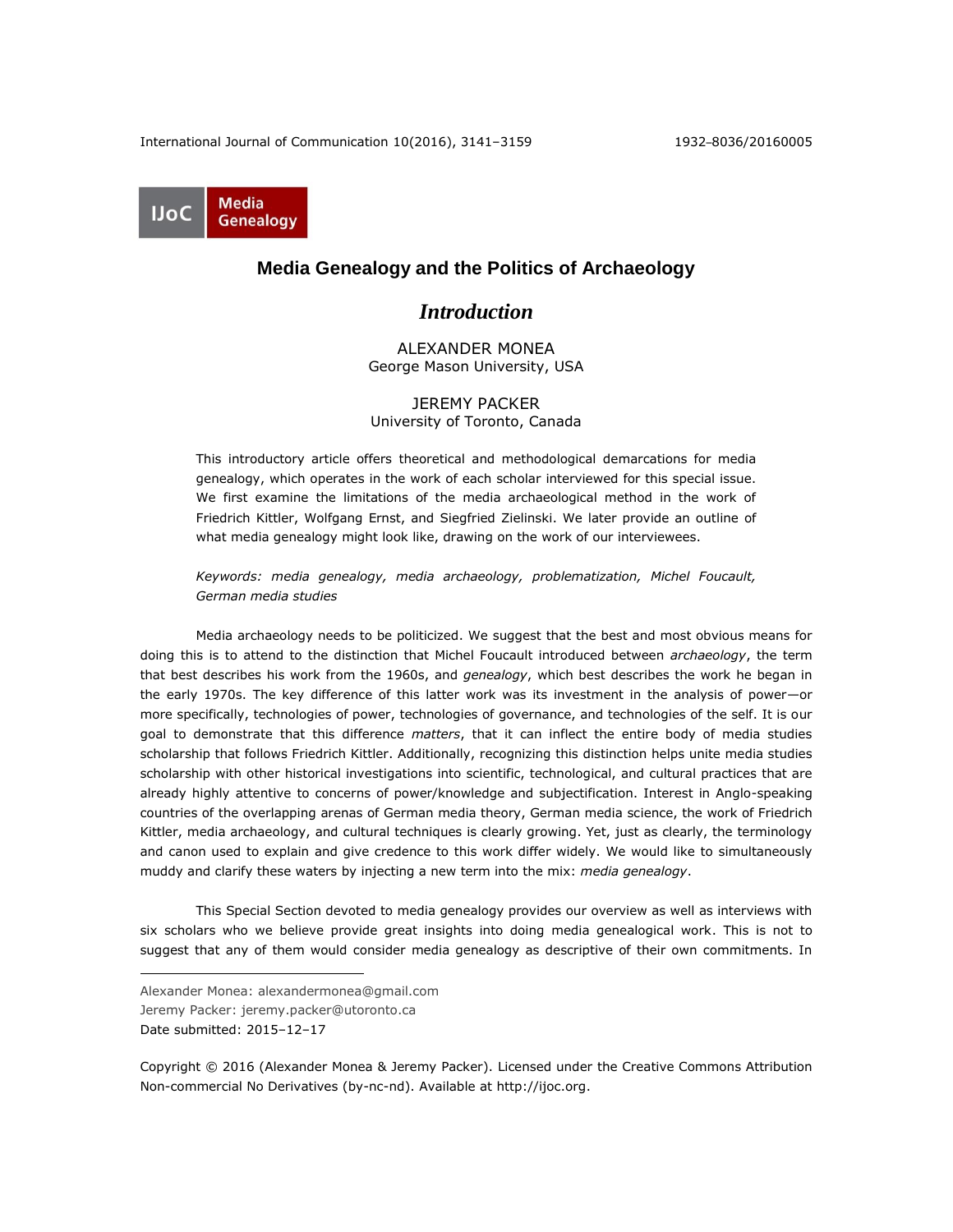Media Genealogy

# Media Genealogy and the Politics of Archaeology

## *Introduction*

ALEXANDER MONEA
George Mason University, USA

JEREMY PACKER
University of Toronto, Canada

This introductory article offers theoretical and methodological demarcations for media genealogy, which operates in the work of each scholar interviewed for this special issue. We first examine the limitations of the media archaeological method in the work of Friedrich Kittler, Wolfgang Ernst, and Siegfried Zielinski. We later provide an outline of what media genealogy might look like, drawing on the work of our interviewees.

*Keywords: media genealogy, media archaeology, problematization, Michel Foucault, German media studies*

Media archaeology needs to be politicized. We suggest that the best and most obvious means for doing this is to attend to the distinction that Michel Foucault introduced between *archaeology*, the term that best describes his work from the 1960s, and *genealogy*, which best describes the work he began in the early 1970s. The key difference of this latter work was its investment in the analysis of power—or more specifically, technologies of power, technologies of governance, and technologies of the self. It is our goal to demonstrate that this difference *matters*, that it can inflect the entire body of media studies scholarship that follows Friedrich Kittler. Additionally, recognizing this distinction helps unite media studies scholarship with other historical investigations into scientific, technological, and cultural practices that are already highly attentive to concerns of power/knowledge and subjectification. Interest in Anglo-speaking countries of the overlapping arenas of German media theory, German media science, the work of Friedrich Kittler, media archaeology, and cultural techniques is clearly growing. Yet, just as clearly, the terminology and canon used to explain and give credence to this work differ widely. We would like to simultaneously muddy and clarify these waters by injecting a new term into the mix: *media genealogy*.

This Special Section devoted to media genealogy provides our overview as well as interviews with six scholars who we believe provide great insights into doing media genealogical work. This is not to suggest that any of them would consider media genealogy as descriptive of their own commitments. In

---

Alexander Monea: alexandermonea@gmail.com
Jeremy Packer: jeremy.packer@utoronto.ca
Date submitted: 2015–12–17

Copyright © 2016 (Alexander Monea & Jeremy Packer). Licensed under the Creative Commons Attribution Non-commercial No Derivatives (by-nc-nd). Available at http://ijoc.org.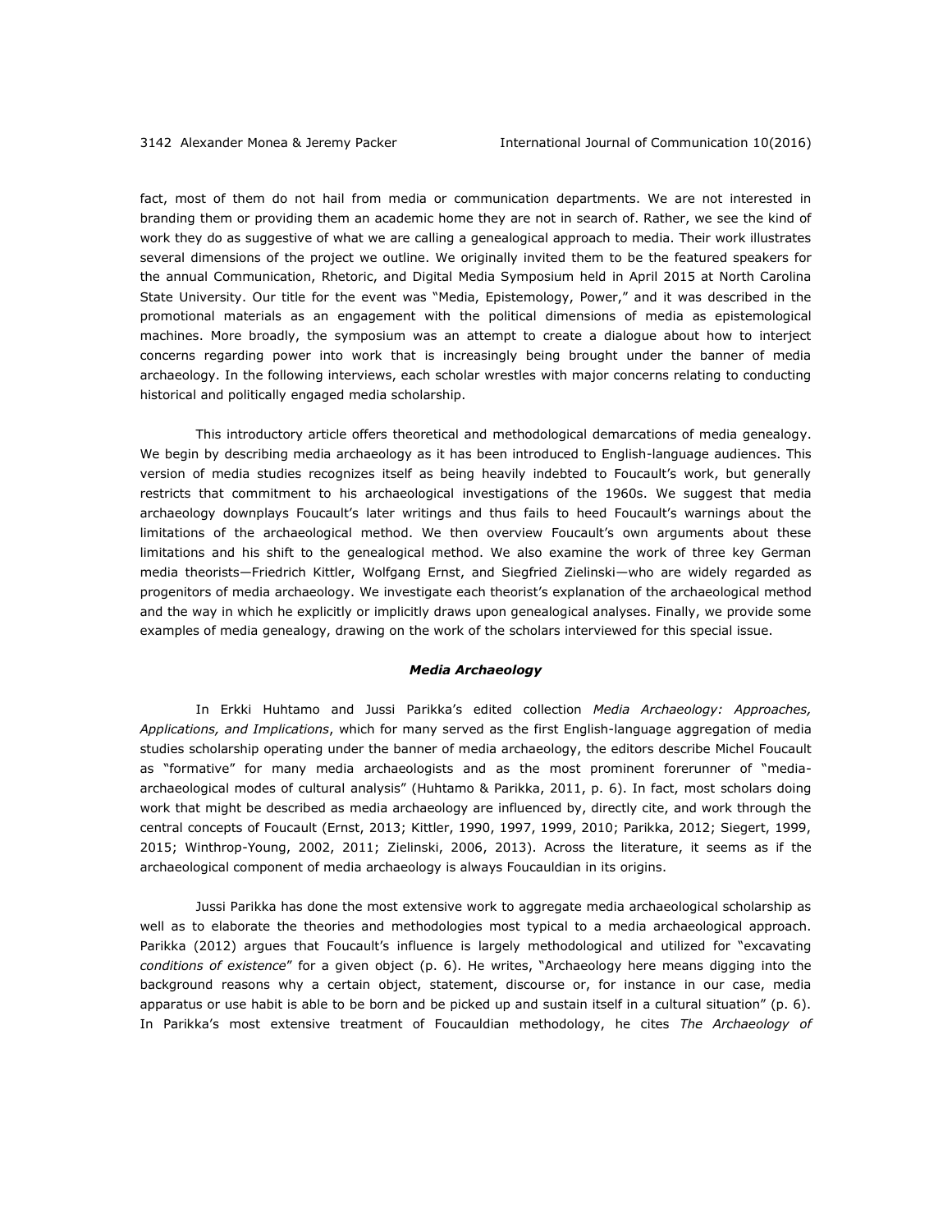fact, most of them do not hail from media or communication departments. We are not interested in branding them or providing them an academic home they are not in search of. Rather, we see the kind of work they do as suggestive of what we are calling a genealogical approach to media. Their work illustrates several dimensions of the project we outline. We originally invited them to be the featured speakers for the annual Communication, Rhetoric, and Digital Media Symposium held in April 2015 at North Carolina State University. Our title for the event was "Media, Epistemology, Power," and it was described in the promotional materials as an engagement with the political dimensions of media as epistemological machines. More broadly, the symposium was an attempt to create a dialogue about how to interject concerns regarding power into work that is increasingly being brought under the banner of media archaeology. In the following interviews, each scholar wrestles with major concerns relating to conducting historical and politically engaged media scholarship.

This introductory article offers theoretical and methodological demarcations of media genealogy. We begin by describing media archaeology as it has been introduced to English-language audiences. This version of media studies recognizes itself as being heavily indebted to Foucault's work, but generally restricts that commitment to his archaeological investigations of the 1960s. We suggest that media archaeology downplays Foucault's later writings and thus fails to heed Foucault's warnings about the limitations of the archaeological method. We then overview Foucault's own arguments about these limitations and his shift to the genealogical method. We also examine the work of three key German media theorists—Friedrich Kittler, Wolfgang Ernst, and Siegfried Zielinski—who are widely regarded as progenitors of media archaeology. We investigate each theorist's explanation of the archaeological method and the way in which he explicitly or implicitly draws upon genealogical analyses. Finally, we provide some examples of media genealogy, drawing on the work of the scholars interviewed for this special issue.

## *Media Archaeology*

In Erkki Huhtamo and Jussi Parikka's edited collection *Media Archaeology: Approaches, Applications, and Implications*, which for many served as the first English-language aggregation of media studies scholarship operating under the banner of media archaeology, the editors describe Michel Foucault as "formative" for many media archaeologists and as the most prominent forerunner of "media-archaeological modes of cultural analysis" (Huhtamo & Parikka, 2011, p. 6). In fact, most scholars doing work that might be described as media archaeology are influenced by, directly cite, and work through the central concepts of Foucault (Ernst, 2013; Kittler, 1990, 1997, 1999, 2010; Parikka, 2012; Siegert, 1999, 2015; Winthrop-Young, 2002, 2011; Zielinski, 2006, 2013). Across the literature, it seems as if the archaeological component of media archaeology is always Foucauldian in its origins.

Jussi Parikka has done the most extensive work to aggregate media archaeological scholarship as well as to elaborate the theories and methodologies most typical to a media archaeological approach. Parikka (2012) argues that Foucault's influence is largely methodological and utilized for "excavating *conditions of existence*" for a given object (p. 6). He writes, "Archaeology here means digging into the background reasons why a certain object, statement, discourse or, for instance in our case, media apparatus or use habit is able to be born and be picked up and sustain itself in a cultural situation" (p. 6). In Parikka's most extensive treatment of Foucauldian methodology, he cites *The Archaeology of*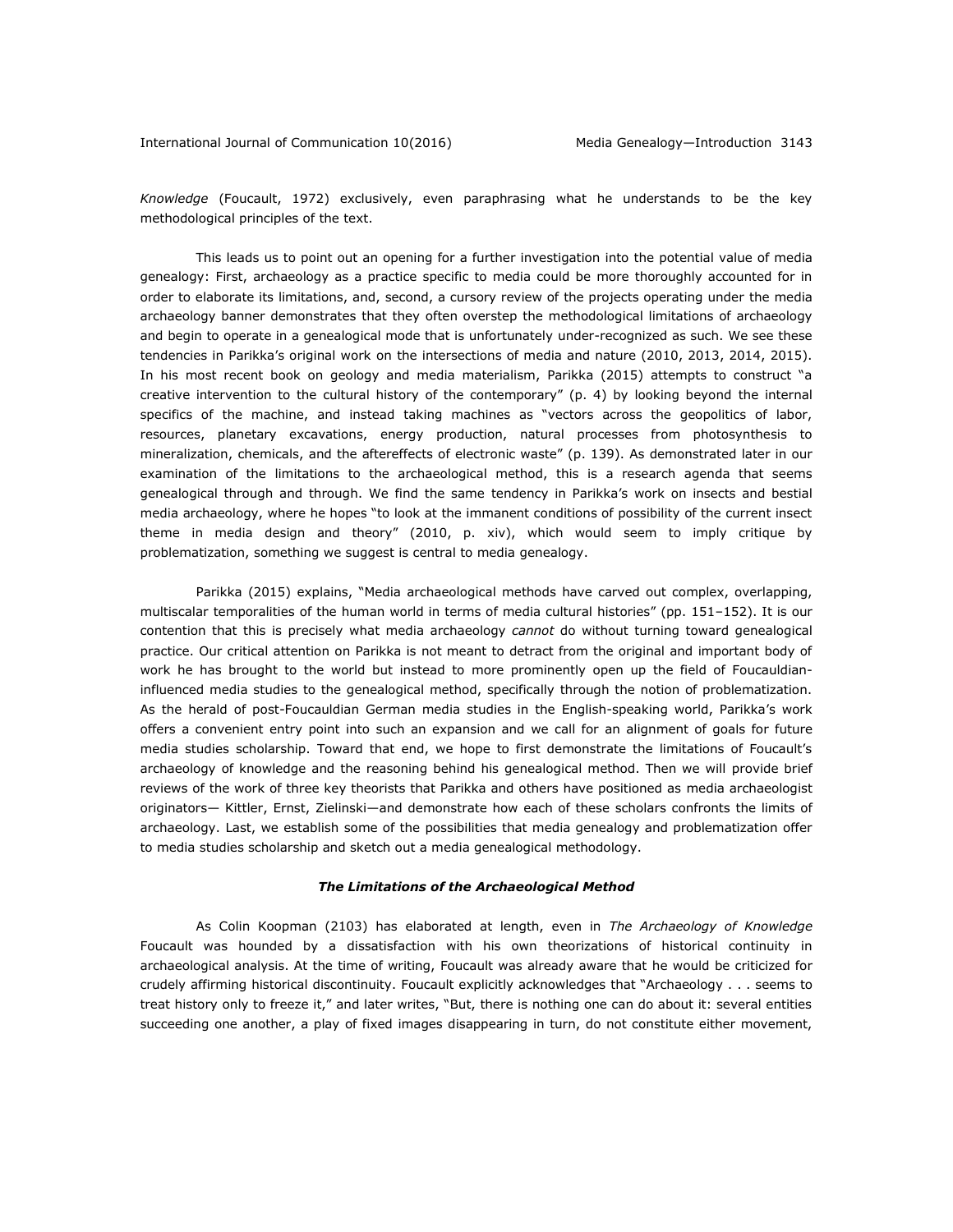*Knowledge* (Foucault, 1972) exclusively, even paraphrasing what he understands to be the key methodological principles of the text.

This leads us to point out an opening for a further investigation into the potential value of media genealogy: First, archaeology as a practice specific to media could be more thoroughly accounted for in order to elaborate its limitations, and, second, a cursory review of the projects operating under the media archaeology banner demonstrates that they often overstep the methodological limitations of archaeology and begin to operate in a genealogical mode that is unfortunately under-recognized as such. We see these tendencies in Parikka's original work on the intersections of media and nature (2010, 2013, 2014, 2015). In his most recent book on geology and media materialism, Parikka (2015) attempts to construct "a creative intervention to the cultural history of the contemporary" (p. 4) by looking beyond the internal specifics of the machine, and instead taking machines as "vectors across the geopolitics of labor, resources, planetary excavations, energy production, natural processes from photosynthesis to mineralization, chemicals, and the aftereffects of electronic waste" (p. 139). As demonstrated later in our examination of the limitations to the archaeological method, this is a research agenda that seems genealogical through and through. We find the same tendency in Parikka's work on insects and bestial media archaeology, where he hopes "to look at the immanent conditions of possibility of the current insect theme in media design and theory" (2010, p. xiv), which would seem to imply critique by problematization, something we suggest is central to media genealogy.

Parikka (2015) explains, "Media archaeological methods have carved out complex, overlapping, multiscalar temporalities of the human world in terms of media cultural histories" (pp. 151–152). It is our contention that this is precisely what media archaeology *cannot* do without turning toward genealogical practice. Our critical attention on Parikka is not meant to detract from the original and important body of work he has brought to the world but instead to more prominently open up the field of Foucauldian-influenced media studies to the genealogical method, specifically through the notion of problematization. As the herald of post-Foucauldian German media studies in the English-speaking world, Parikka's work offers a convenient entry point into such an expansion and we call for an alignment of goals for future media studies scholarship. Toward that end, we hope to first demonstrate the limitations of Foucault's archaeology of knowledge and the reasoning behind his genealogical method. Then we will provide brief reviews of the work of three key theorists that Parikka and others have positioned as media archaeologist originators— Kittler, Ernst, Zielinski—and demonstrate how each of these scholars confronts the limits of archaeology. Last, we establish some of the possibilities that media genealogy and problematization offer to media studies scholarship and sketch out a media genealogical methodology.

### ***The Limitations of the Archaeological Method***

As Colin Koopman (2103) has elaborated at length, even in *The Archaeology of Knowledge* Foucault was hounded by a dissatisfaction with his own theorizations of historical continuity in archaeological analysis. At the time of writing, Foucault was already aware that he would be criticized for crudely affirming historical discontinuity. Foucault explicitly acknowledges that "Archaeology . . . seems to treat history only to freeze it," and later writes, "But, there is nothing one can do about it: several entities succeeding one another, a play of fixed images disappearing in turn, do not constitute either movement,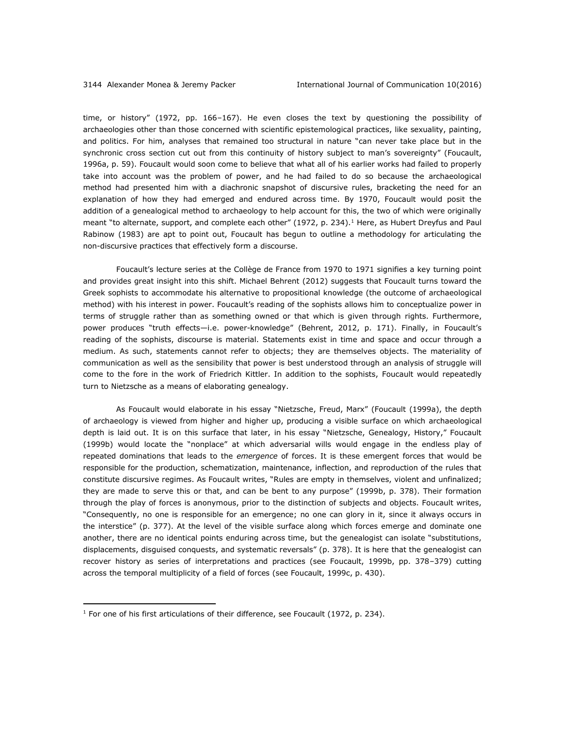time, or history" (1972, pp. 166–167). He even closes the text by questioning the possibility of archaeologies other than those concerned with scientific epistemological practices, like sexuality, painting, and politics. For him, analyses that remained too structural in nature "can never take place but in the synchronic cross section cut out from this continuity of history subject to man's sovereignty" (Foucault, 1996a, p. 59). Foucault would soon come to believe that what all of his earlier works had failed to properly take into account was the problem of power, and he had failed to do so because the archaeological method had presented him with a diachronic snapshot of discursive rules, bracketing the need for an explanation of how they had emerged and endured across time. By 1970, Foucault would posit the addition of a genealogical method to archaeology to help account for this, the two of which were originally meant "to alternate, support, and complete each other" (1972, p. 234).[1] Here, as Hubert Dreyfus and Paul Rabinow (1983) are apt to point out, Foucault has begun to outline a methodology for articulating the non-discursive practices that effectively form a discourse.

Foucault's lecture series at the Collège de France from 1970 to 1971 signifies a key turning point and provides great insight into this shift. Michael Behrent (2012) suggests that Foucault turns toward the Greek sophists to accommodate his alternative to propositional knowledge (the outcome of archaeological method) with his interest in power. Foucault's reading of the sophists allows him to conceptualize power in terms of struggle rather than as something owned or that which is given through rights. Furthermore, power produces "truth effects—i.e. power-knowledge" (Behrent, 2012, p. 171). Finally, in Foucault's reading of the sophists, discourse is material. Statements exist in time and space and occur through a medium. As such, statements cannot refer to objects; they are themselves objects. The materiality of communication as well as the sensibility that power is best understood through an analysis of struggle will come to the fore in the work of Friedrich Kittler. In addition to the sophists, Foucault would repeatedly turn to Nietzsche as a means of elaborating genealogy.

As Foucault would elaborate in his essay "Nietzsche, Freud, Marx" (Foucault (1999a), the depth of archaeology is viewed from higher and higher up, producing a visible surface on which archaeological depth is laid out. It is on this surface that later, in his essay "Nietzsche, Genealogy, History," Foucault (1999b) would locate the "nonplace" at which adversarial wills would engage in the endless play of repeated dominations that leads to the *emergence* of forces. It is these emergent forces that would be responsible for the production, schematization, maintenance, inflection, and reproduction of the rules that constitute discursive regimes. As Foucault writes, "Rules are empty in themselves, violent and unfinalized; they are made to serve this or that, and can be bent to any purpose" (1999b, p. 378). Their formation through the play of forces is anonymous, prior to the distinction of subjects and objects. Foucault writes, "Consequently, no one is responsible for an emergence; no one can glory in it, since it always occurs in the interstice" (p. 377). At the level of the visible surface along which forces emerge and dominate one another, there are no identical points enduring across time, but the genealogist can isolate "substitutions, displacements, disguised conquests, and systematic reversals" (p. 378). It is here that the genealogist can recover history as series of interpretations and practices (see Foucault, 1999b, pp. 378–379) cutting across the temporal multiplicity of a field of forces (see Foucault, 1999c, p. 430).

[1] For one of his first articulations of their difference, see Foucault (1972, p. 234).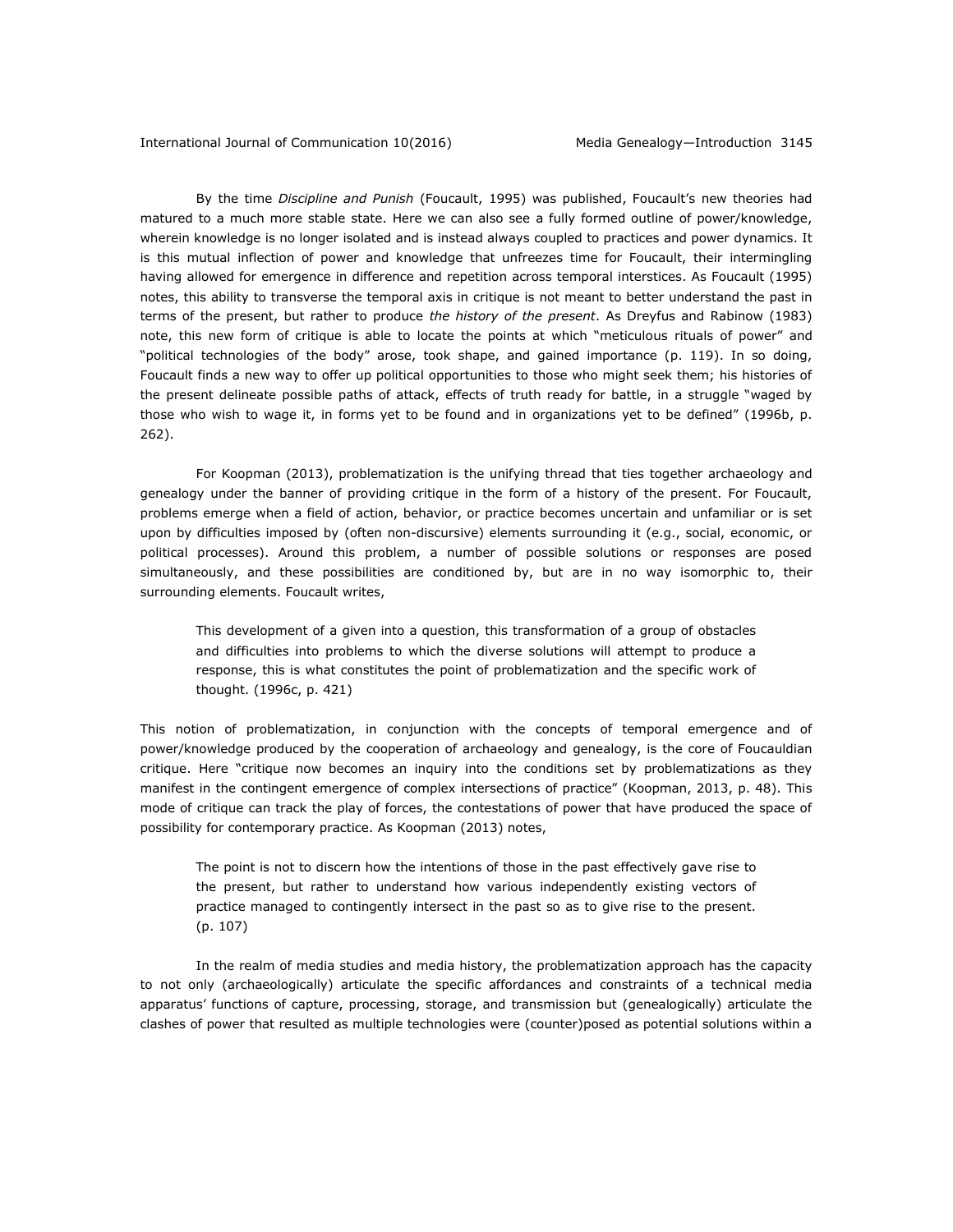By the time *Discipline and Punish* (Foucault, 1995) was published, Foucault's new theories had matured to a much more stable state. Here we can also see a fully formed outline of power/knowledge, wherein knowledge is no longer isolated and is instead always coupled to practices and power dynamics. It is this mutual inflection of power and knowledge that unfreezes time for Foucault, their intermingling having allowed for emergence in difference and repetition across temporal interstices. As Foucault (1995) notes, this ability to transverse the temporal axis in critique is not meant to better understand the past in terms of the present, but rather to produce *the history of the present*. As Dreyfus and Rabinow (1983) note, this new form of critique is able to locate the points at which "meticulous rituals of power" and "political technologies of the body" arose, took shape, and gained importance (p. 119). In so doing, Foucault finds a new way to offer up political opportunities to those who might seek them; his histories of the present delineate possible paths of attack, effects of truth ready for battle, in a struggle "waged by those who wish to wage it, in forms yet to be found and in organizations yet to be defined" (1996b, p. 262).

For Koopman (2013), problematization is the unifying thread that ties together archaeology and genealogy under the banner of providing critique in the form of a history of the present. For Foucault, problems emerge when a field of action, behavior, or practice becomes uncertain and unfamiliar or is set upon by difficulties imposed by (often non-discursive) elements surrounding it (e.g., social, economic, or political processes). Around this problem, a number of possible solutions or responses are posed simultaneously, and these possibilities are conditioned by, but are in no way isomorphic to, their surrounding elements. Foucault writes,

> This development of a given into a question, this transformation of a group of obstacles and difficulties into problems to which the diverse solutions will attempt to produce a response, this is what constitutes the point of problematization and the specific work of thought. (1996c, p. 421)

This notion of problematization, in conjunction with the concepts of temporal emergence and of power/knowledge produced by the cooperation of archaeology and genealogy, is the core of Foucauldian critique. Here "critique now becomes an inquiry into the conditions set by problematizations as they manifest in the contingent emergence of complex intersections of practice" (Koopman, 2013, p. 48). This mode of critique can track the play of forces, the contestations of power that have produced the space of possibility for contemporary practice. As Koopman (2013) notes,

> The point is not to discern how the intentions of those in the past effectively gave rise to the present, but rather to understand how various independently existing vectors of practice managed to contingently intersect in the past so as to give rise to the present. (p. 107)

In the realm of media studies and media history, the problematization approach has the capacity to not only (archaeologically) articulate the specific affordances and constraints of a technical media apparatus' functions of capture, processing, storage, and transmission but (genealogically) articulate the clashes of power that resulted as multiple technologies were (counter)posed as potential solutions within a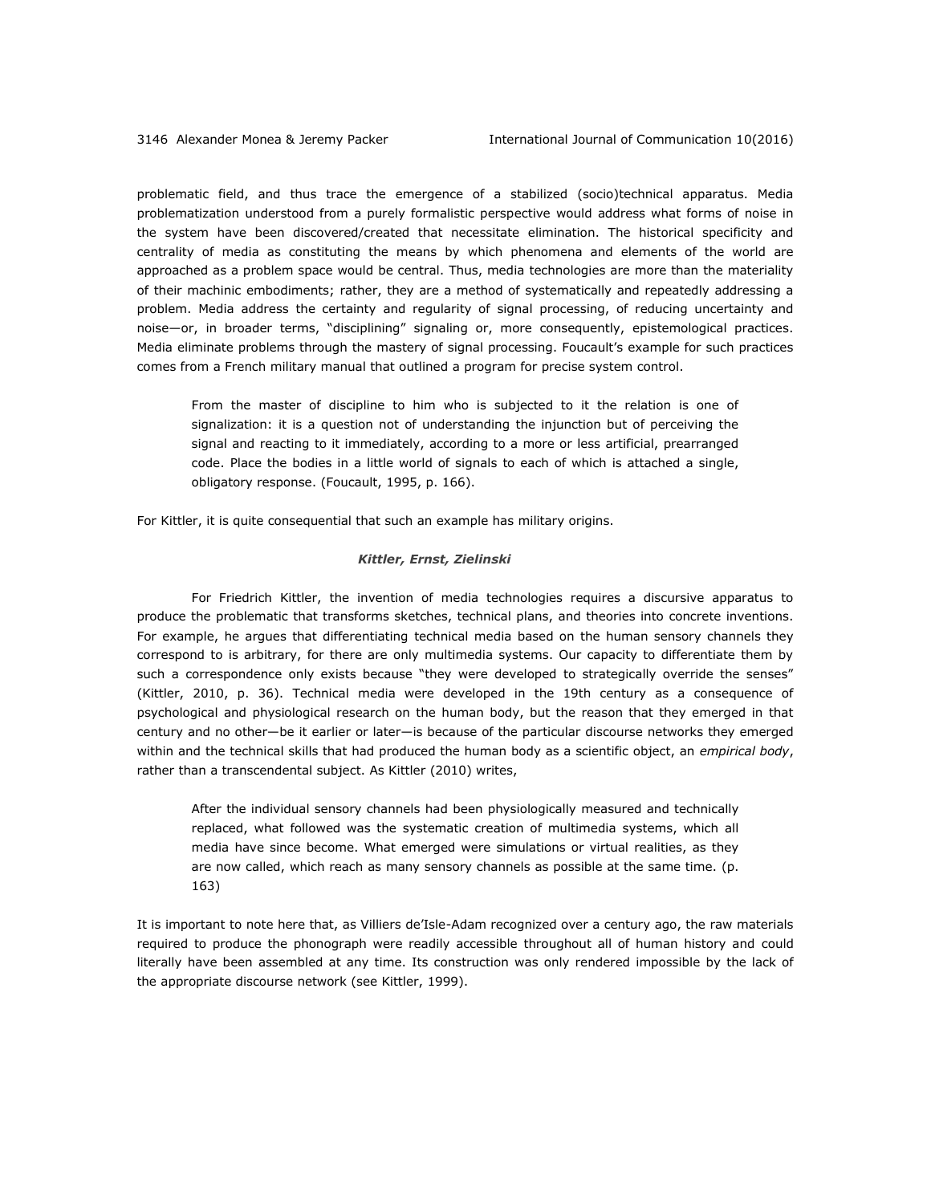problematic field, and thus trace the emergence of a stabilized (socio)technical apparatus. Media problematization understood from a purely formalistic perspective would address what forms of noise in the system have been discovered/created that necessitate elimination. The historical specificity and centrality of media as constituting the means by which phenomena and elements of the world are approached as a problem space would be central. Thus, media technologies are more than the materiality of their machinic embodiments; rather, they are a method of systematically and repeatedly addressing a problem. Media address the certainty and regularity of signal processing, of reducing uncertainty and noise—or, in broader terms, "disciplining" signaling or, more consequently, epistemological practices. Media eliminate problems through the mastery of signal processing. Foucault's example for such practices comes from a French military manual that outlined a program for precise system control.

> From the master of discipline to him who is subjected to it the relation is one of signalization: it is a question not of understanding the injunction but of perceiving the signal and reacting to it immediately, according to a more or less artificial, prearranged code. Place the bodies in a little world of signals to each of which is attached a single, obligatory response. (Foucault, 1995, p. 166).

For Kittler, it is quite consequential that such an example has military origins.

### *Kittler, Ernst, Zielinski*

For Friedrich Kittler, the invention of media technologies requires a discursive apparatus to produce the problematic that transforms sketches, technical plans, and theories into concrete inventions. For example, he argues that differentiating technical media based on the human sensory channels they correspond to is arbitrary, for there are only multimedia systems. Our capacity to differentiate them by such a correspondence only exists because "they were developed to strategically override the senses" (Kittler, 2010, p. 36). Technical media were developed in the 19th century as a consequence of psychological and physiological research on the human body, but the reason that they emerged in that century and no other—be it earlier or later—is because of the particular discourse networks they emerged within and the technical skills that had produced the human body as a scientific object, an *empirical body*, rather than a transcendental subject. As Kittler (2010) writes,

> After the individual sensory channels had been physiologically measured and technically replaced, what followed was the systematic creation of multimedia systems, which all media have since become. What emerged were simulations or virtual realities, as they are now called, which reach as many sensory channels as possible at the same time. (p. 163)

It is important to note here that, as Villiers de'Isle-Adam recognized over a century ago, the raw materials required to produce the phonograph were readily accessible throughout all of human history and could literally have been assembled at any time. Its construction was only rendered impossible by the lack of the appropriate discourse network (see Kittler, 1999).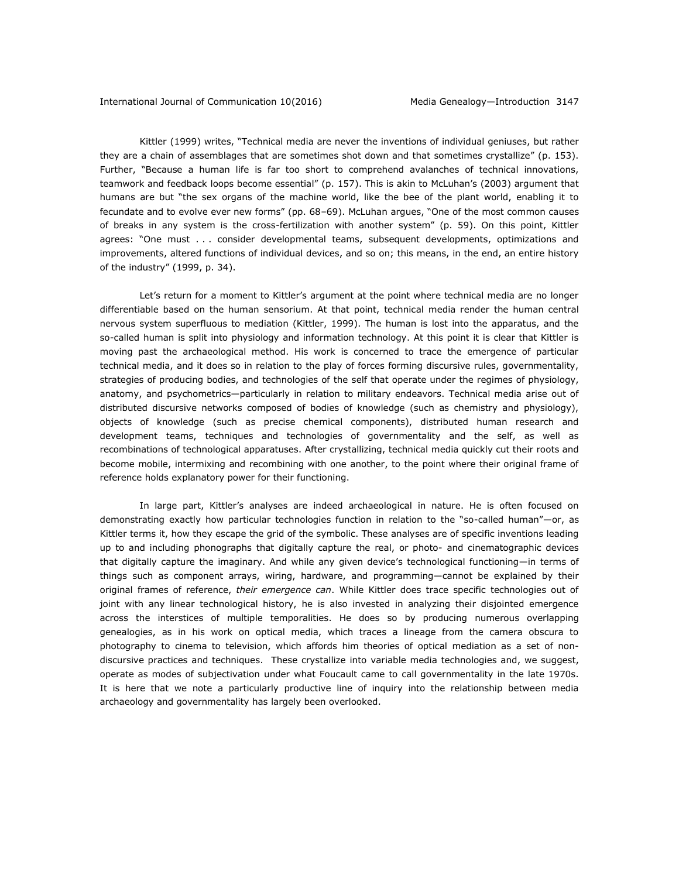Kittler (1999) writes, "Technical media are never the inventions of individual geniuses, but rather they are a chain of assemblages that are sometimes shot down and that sometimes crystallize" (p. 153). Further, "Because a human life is far too short to comprehend avalanches of technical innovations, teamwork and feedback loops become essential" (p. 157). This is akin to McLuhan's (2003) argument that humans are but "the sex organs of the machine world, like the bee of the plant world, enabling it to fecundate and to evolve ever new forms" (pp. 68–69). McLuhan argues, "One of the most common causes of breaks in any system is the cross-fertilization with another system" (p. 59). On this point, Kittler agrees: "One must . . . consider developmental teams, subsequent developments, optimizations and improvements, altered functions of individual devices, and so on; this means, in the end, an entire history of the industry" (1999, p. 34).

Let's return for a moment to Kittler's argument at the point where technical media are no longer differentiable based on the human sensorium. At that point, technical media render the human central nervous system superfluous to mediation (Kittler, 1999). The human is lost into the apparatus, and the so-called human is split into physiology and information technology. At this point it is clear that Kittler is moving past the archaeological method. His work is concerned to trace the emergence of particular technical media, and it does so in relation to the play of forces forming discursive rules, governmentality, strategies of producing bodies, and technologies of the self that operate under the regimes of physiology, anatomy, and psychometrics—particularly in relation to military endeavors. Technical media arise out of distributed discursive networks composed of bodies of knowledge (such as chemistry and physiology), objects of knowledge (such as precise chemical components), distributed human research and development teams, techniques and technologies of governmentality and the self, as well as recombinations of technological apparatuses. After crystallizing, technical media quickly cut their roots and become mobile, intermixing and recombining with one another, to the point where their original frame of reference holds explanatory power for their functioning.

In large part, Kittler's analyses are indeed archaeological in nature. He is often focused on demonstrating exactly how particular technologies function in relation to the "so-called human"—or, as Kittler terms it, how they escape the grid of the symbolic. These analyses are of specific inventions leading up to and including phonographs that digitally capture the real, or photo- and cinematographic devices that digitally capture the imaginary. And while any given device's technological functioning—in terms of things such as component arrays, wiring, hardware, and programming—cannot be explained by their original frames of reference, *their emergence can*. While Kittler does trace specific technologies out of joint with any linear technological history, he is also invested in analyzing their disjointed emergence across the interstices of multiple temporalities. He does so by producing numerous overlapping genealogies, as in his work on optical media, which traces a lineage from the camera obscura to photography to cinema to television, which affords him theories of optical mediation as a set of non-discursive practices and techniques. These crystallize into variable media technologies and, we suggest, operate as modes of subjectivation under what Foucault came to call governmentality in the late 1970s. It is here that we note a particularly productive line of inquiry into the relationship between media archaeology and governmentality has largely been overlooked.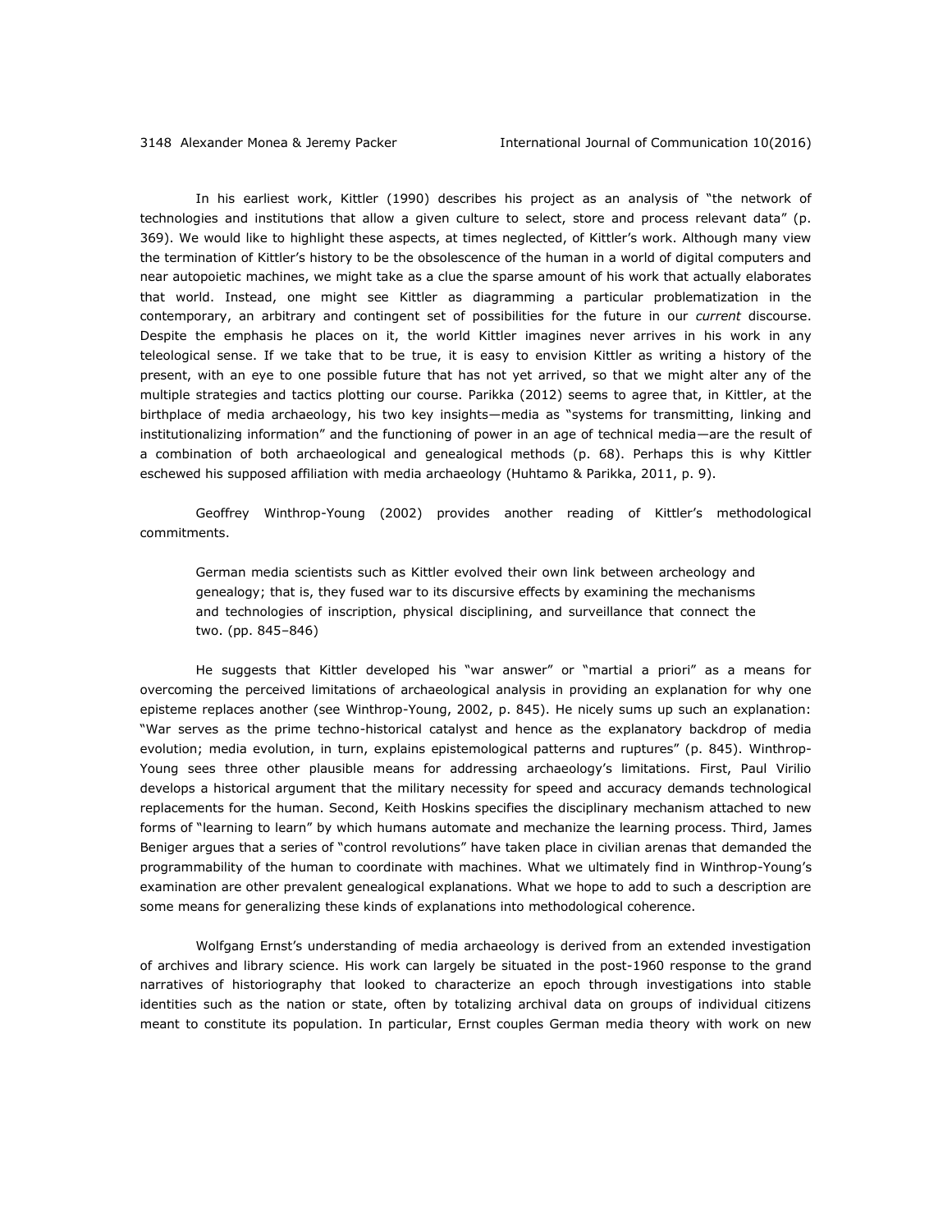In his earliest work, Kittler (1990) describes his project as an analysis of "the network of technologies and institutions that allow a given culture to select, store and process relevant data" (p. 369). We would like to highlight these aspects, at times neglected, of Kittler's work. Although many view the termination of Kittler's history to be the obsolescence of the human in a world of digital computers and near autopoietic machines, we might take as a clue the sparse amount of his work that actually elaborates that world. Instead, one might see Kittler as diagramming a particular problematization in the contemporary, an arbitrary and contingent set of possibilities for the future in our *current* discourse. Despite the emphasis he places on it, the world Kittler imagines never arrives in his work in any teleological sense. If we take that to be true, it is easy to envision Kittler as writing a history of the present, with an eye to one possible future that has not yet arrived, so that we might alter any of the multiple strategies and tactics plotting our course. Parikka (2012) seems to agree that, in Kittler, at the birthplace of media archaeology, his two key insights—media as "systems for transmitting, linking and institutionalizing information" and the functioning of power in an age of technical media—are the result of a combination of both archaeological and genealogical methods (p. 68). Perhaps this is why Kittler eschewed his supposed affiliation with media archaeology (Huhtamo & Parikka, 2011, p. 9).

Geoffrey Winthrop-Young (2002) provides another reading of Kittler's methodological commitments.

> German media scientists such as Kittler evolved their own link between archeology and genealogy; that is, they fused war to its discursive effects by examining the mechanisms and technologies of inscription, physical disciplining, and surveillance that connect the two. (pp. 845–846)

He suggests that Kittler developed his "war answer" or "martial a priori" as a means for overcoming the perceived limitations of archaeological analysis in providing an explanation for why one episteme replaces another (see Winthrop-Young, 2002, p. 845). He nicely sums up such an explanation: "War serves as the prime techno-historical catalyst and hence as the explanatory backdrop of media evolution; media evolution, in turn, explains epistemological patterns and ruptures" (p. 845). Winthrop-Young sees three other plausible means for addressing archaeology's limitations. First, Paul Virilio develops a historical argument that the military necessity for speed and accuracy demands technological replacements for the human. Second, Keith Hoskins specifies the disciplinary mechanism attached to new forms of "learning to learn" by which humans automate and mechanize the learning process. Third, James Beniger argues that a series of "control revolutions" have taken place in civilian arenas that demanded the programmability of the human to coordinate with machines. What we ultimately find in Winthrop-Young's examination are other prevalent genealogical explanations. What we hope to add to such a description are some means for generalizing these kinds of explanations into methodological coherence.

Wolfgang Ernst's understanding of media archaeology is derived from an extended investigation of archives and library science. His work can largely be situated in the post-1960 response to the grand narratives of historiography that looked to characterize an epoch through investigations into stable identities such as the nation or state, often by totalizing archival data on groups of individual citizens meant to constitute its population. In particular, Ernst couples German media theory with work on new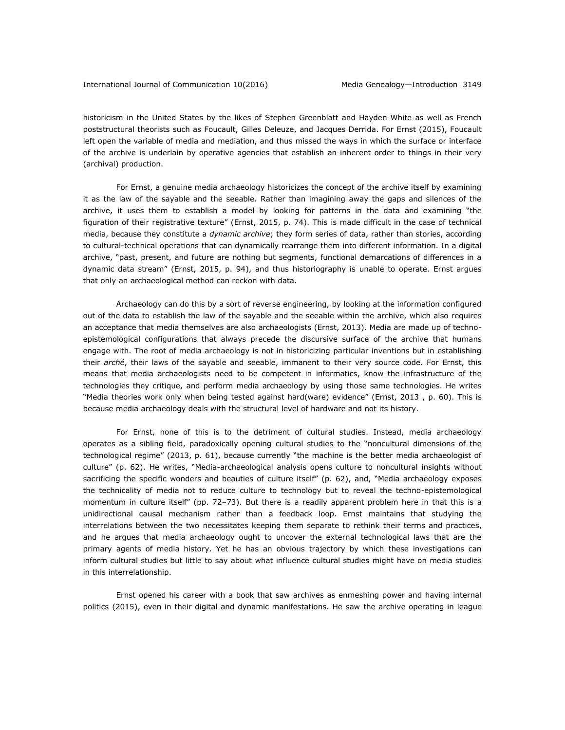historicism in the United States by the likes of Stephen Greenblatt and Hayden White as well as French poststructural theorists such as Foucault, Gilles Deleuze, and Jacques Derrida. For Ernst (2015), Foucault left open the variable of media and mediation, and thus missed the ways in which the surface or interface of the archive is underlain by operative agencies that establish an inherent order to things in their very (archival) production.

For Ernst, a genuine media archaeology historicizes the concept of the archive itself by examining it as the law of the sayable and the seeable. Rather than imagining away the gaps and silences of the archive, it uses them to establish a model by looking for patterns in the data and examining "the figuration of their registrative texture" (Ernst, 2015, p. 74). This is made difficult in the case of technical media, because they constitute a *dynamic archive*; they form series of data, rather than stories, according to cultural-technical operations that can dynamically rearrange them into different information. In a digital archive, "past, present, and future are nothing but segments, functional demarcations of differences in a dynamic data stream" (Ernst, 2015, p. 94), and thus historiography is unable to operate. Ernst argues that only an archaeological method can reckon with data.

Archaeology can do this by a sort of reverse engineering, by looking at the information configured out of the data to establish the law of the sayable and the seeable within the archive, which also requires an acceptance that media themselves are also archaeologists (Ernst, 2013). Media are made up of techno-epistemological configurations that always precede the discursive surface of the archive that humans engage with. The root of media archaeology is not in historicizing particular inventions but in establishing their *arché*, their laws of the sayable and seeable, immanent to their very source code. For Ernst, this means that media archaeologists need to be competent in informatics, know the infrastructure of the technologies they critique, and perform media archaeology by using those same technologies. He writes "Media theories work only when being tested against hard(ware) evidence" (Ernst, 2013 , p. 60). This is because media archaeology deals with the structural level of hardware and not its history.

For Ernst, none of this is to the detriment of cultural studies. Instead, media archaeology operates as a sibling field, paradoxically opening cultural studies to the "noncultural dimensions of the technological regime" (2013, p. 61), because currently "the machine is the better media archaeologist of culture" (p. 62). He writes, "Media-archaeological analysis opens culture to noncultural insights without sacrificing the specific wonders and beauties of culture itself" (p. 62), and, "Media archaeology exposes the technicality of media not to reduce culture to technology but to reveal the techno-epistemological momentum in culture itself" (pp. 72–73). But there is a readily apparent problem here in that this is a unidirectional causal mechanism rather than a feedback loop. Ernst maintains that studying the interrelations between the two necessitates keeping them separate to rethink their terms and practices, and he argues that media archaeology ought to uncover the external technological laws that are the primary agents of media history. Yet he has an obvious trajectory by which these investigations can inform cultural studies but little to say about what influence cultural studies might have on media studies in this interrelationship.

Ernst opened his career with a book that saw archives as enmeshing power and having internal politics (2015), even in their digital and dynamic manifestations. He saw the archive operating in league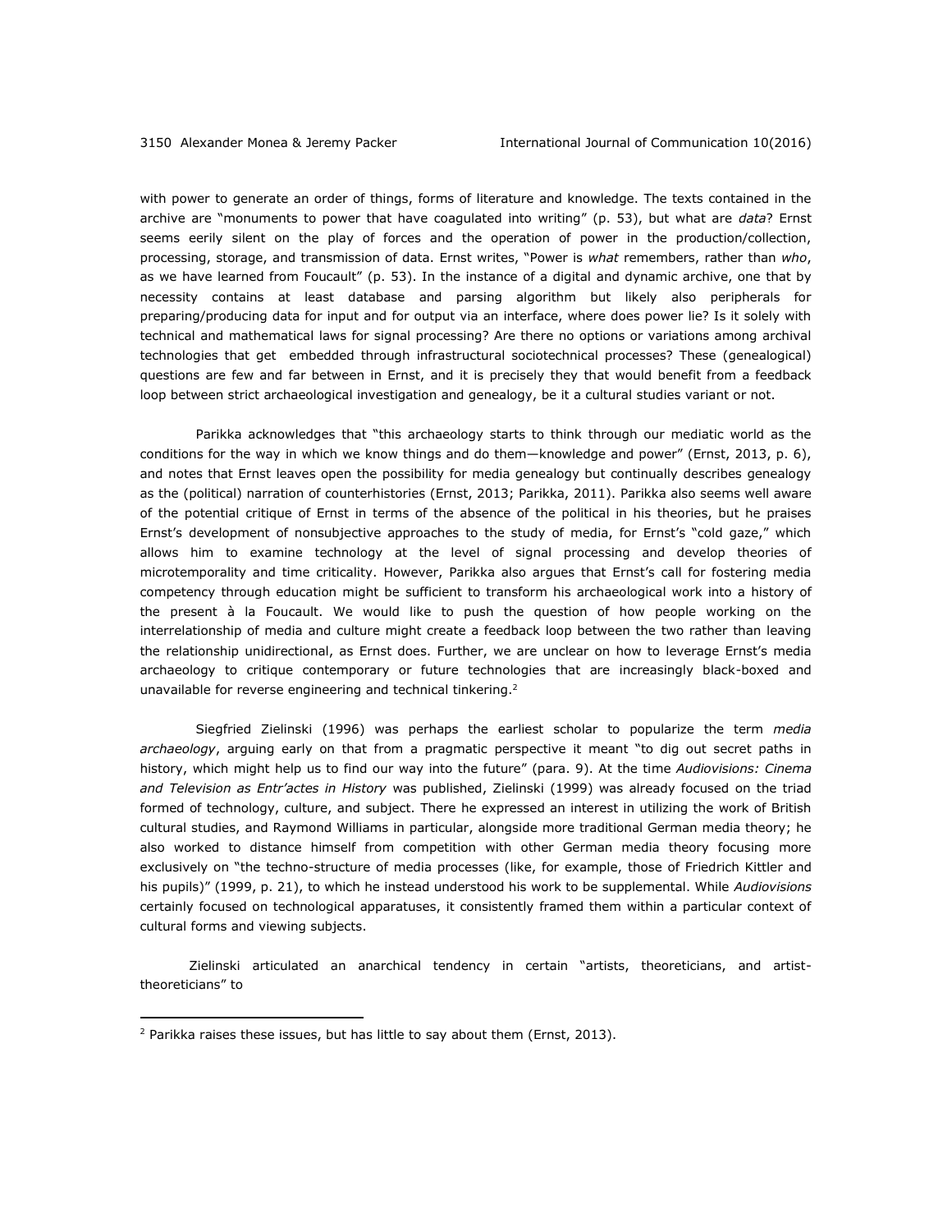with power to generate an order of things, forms of literature and knowledge. The texts contained in the archive are "monuments to power that have coagulated into writing" (p. 53), but what are *data*? Ernst seems eerily silent on the play of forces and the operation of power in the production/collection, processing, storage, and transmission of data. Ernst writes, "Power is *what* remembers, rather than *who*, as we have learned from Foucault" (p. 53). In the instance of a digital and dynamic archive, one that by necessity contains at least database and parsing algorithm but likely also peripherals for preparing/producing data for input and for output via an interface, where does power lie? Is it solely with technical and mathematical laws for signal processing? Are there no options or variations among archival technologies that get embedded through infrastructural sociotechnical processes? These (genealogical) questions are few and far between in Ernst, and it is precisely they that would benefit from a feedback loop between strict archaeological investigation and genealogy, be it a cultural studies variant or not.

Parikka acknowledges that "this archaeology starts to think through our mediatic world as the conditions for the way in which we know things and do them—knowledge and power" (Ernst, 2013, p. 6), and notes that Ernst leaves open the possibility for media genealogy but continually describes genealogy as the (political) narration of counterhistories (Ernst, 2013; Parikka, 2011). Parikka also seems well aware of the potential critique of Ernst in terms of the absence of the political in his theories, but he praises Ernst's development of nonsubjective approaches to the study of media, for Ernst's "cold gaze," which allows him to examine technology at the level of signal processing and develop theories of microtemporality and time criticality. However, Parikka also argues that Ernst's call for fostering media competency through education might be sufficient to transform his archaeological work into a history of the present à la Foucault. We would like to push the question of how people working on the interrelationship of media and culture might create a feedback loop between the two rather than leaving the relationship unidirectional, as Ernst does. Further, we are unclear on how to leverage Ernst's media archaeology to critique contemporary or future technologies that are increasingly black-boxed and unavailable for reverse engineering and technical tinkering.[2]

Siegfried Zielinski (1996) was perhaps the earliest scholar to popularize the term *media archaeology*, arguing early on that from a pragmatic perspective it meant "to dig out secret paths in history, which might help us to find our way into the future" (para. 9). At the time *Audiovisions: Cinema and Television as Entr'actes in History* was published, Zielinski (1999) was already focused on the triad formed of technology, culture, and subject. There he expressed an interest in utilizing the work of British cultural studies, and Raymond Williams in particular, alongside more traditional German media theory; he also worked to distance himself from competition with other German media theory focusing more exclusively on "the techno-structure of media processes (like, for example, those of Friedrich Kittler and his pupils)" (1999, p. 21), to which he instead understood his work to be supplemental. While *Audiovisions* certainly focused on technological apparatuses, it consistently framed them within a particular context of cultural forms and viewing subjects.

Zielinski articulated an anarchical tendency in certain "artists, theoreticians, and artist-theoreticians" to

[2] Parikka raises these issues, but has little to say about them (Ernst, 2013).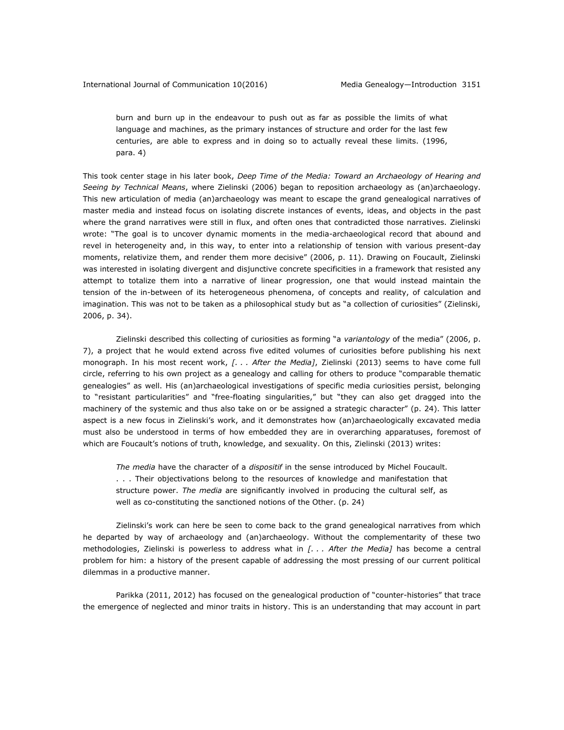> burn and burn up in the endeavour to push out as far as possible the limits of what language and machines, as the primary instances of structure and order for the last few centuries, are able to express and in doing so to actually reveal these limits. (1996, para. 4)

This took center stage in his later book, *Deep Time of the Media: Toward an Archaeology of Hearing and Seeing by Technical Means*, where Zielinski (2006) began to reposition archaeology as (an)archaeology. This new articulation of media (an)archaeology was meant to escape the grand genealogical narratives of master media and instead focus on isolating discrete instances of events, ideas, and objects in the past where the grand narratives were still in flux, and often ones that contradicted those narratives. Zielinski wrote: "The goal is to uncover dynamic moments in the media-archaeological record that abound and revel in heterogeneity and, in this way, to enter into a relationship of tension with various present-day moments, relativize them, and render them more decisive" (2006, p. 11). Drawing on Foucault, Zielinski was interested in isolating divergent and disjunctive concrete specificities in a framework that resisted any attempt to totalize them into a narrative of linear progression, one that would instead maintain the tension of the in-between of its heterogeneous phenomena, of concepts and reality, of calculation and imagination. This was not to be taken as a philosophical study but as "a collection of curiosities" (Zielinski, 2006, p. 34).

Zielinski described this collecting of curiosities as forming "a *variantology* of the media" (2006, p. 7), a project that he would extend across five edited volumes of curiosities before publishing his next monograph. In his most recent work, *[. . . After the Media]*, Zielinski (2013) seems to have come full circle, referring to his own project as a genealogy and calling for others to produce "comparable thematic genealogies" as well. His (an)archaeological investigations of specific media curiosities persist, belonging to "resistant particularities" and "free-floating singularities," but "they can also get dragged into the machinery of the systemic and thus also take on or be assigned a strategic character" (p. 24). This latter aspect is a new focus in Zielinski's work, and it demonstrates how (an)archaeologically excavated media must also be understood in terms of how embedded they are in overarching apparatuses, foremost of which are Foucault's notions of truth, knowledge, and sexuality. On this, Zielinski (2013) writes:

> *The media* have the character of a *dispositif* in the sense introduced by Michel Foucault. . . . Their objectivations belong to the resources of knowledge and manifestation that structure power. *The media* are significantly involved in producing the cultural self, as well as co-constituting the sanctioned notions of the Other. (p. 24)

Zielinski's work can here be seen to come back to the grand genealogical narratives from which he departed by way of archaeology and (an)archaeology. Without the complementarity of these two methodologies, Zielinski is powerless to address what in *[. . . After the Media]* has become a central problem for him: a history of the present capable of addressing the most pressing of our current political dilemmas in a productive manner.

Parikka (2011, 2012) has focused on the genealogical production of "counter-histories" that trace the emergence of neglected and minor traits in history. This is an understanding that may account in part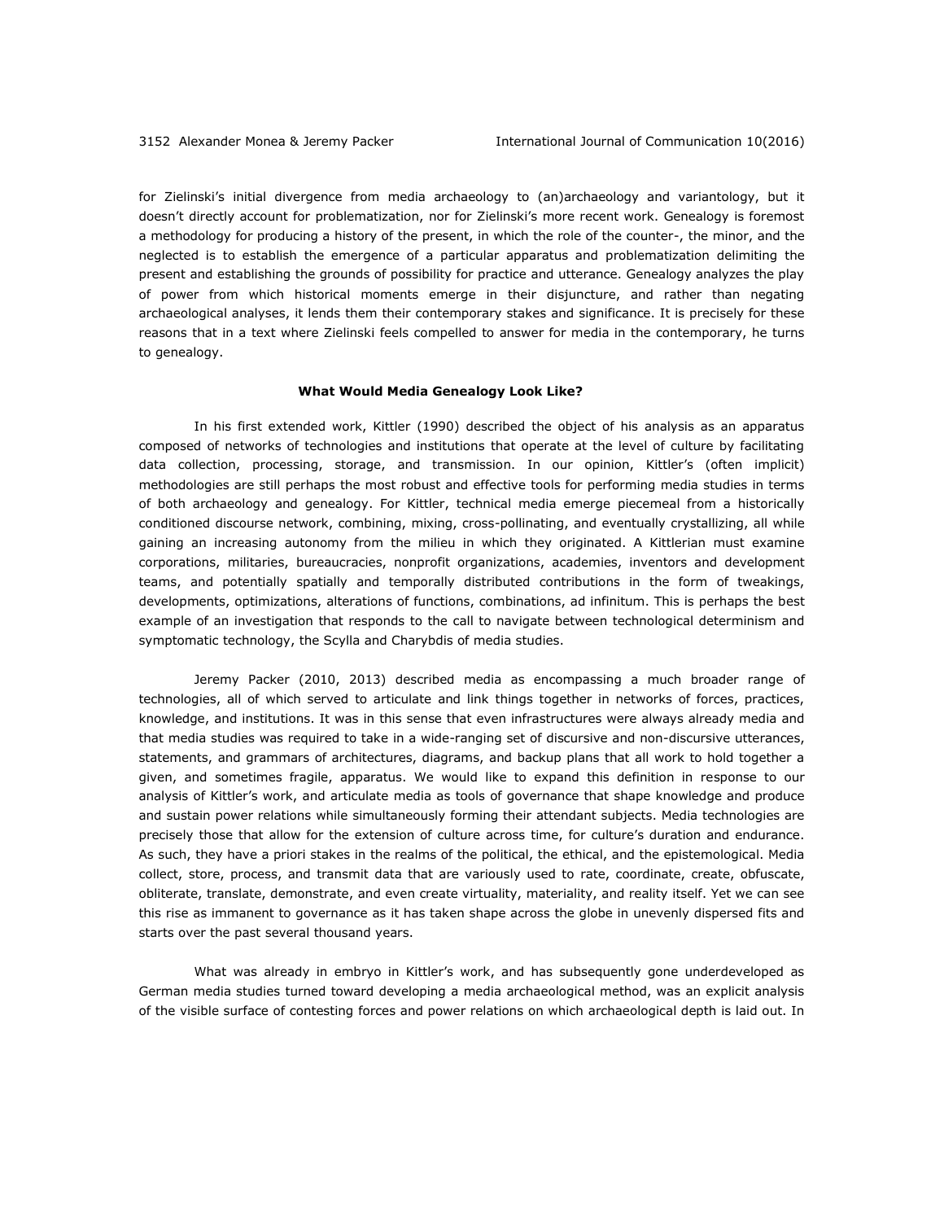for Zielinski's initial divergence from media archaeology to (an)archaeology and variantology, but it doesn't directly account for problematization, nor for Zielinski's more recent work. Genealogy is foremost a methodology for producing a history of the present, in which the role of the counter-, the minor, and the neglected is to establish the emergence of a particular apparatus and problematization delimiting the present and establishing the grounds of possibility for practice and utterance. Genealogy analyzes the play of power from which historical moments emerge in their disjuncture, and rather than negating archaeological analyses, it lends them their contemporary stakes and significance. It is precisely for these reasons that in a text where Zielinski feels compelled to answer for media in the contemporary, he turns to genealogy.

## What Would Media Genealogy Look Like?

In his first extended work, Kittler (1990) described the object of his analysis as an apparatus composed of networks of technologies and institutions that operate at the level of culture by facilitating data collection, processing, storage, and transmission. In our opinion, Kittler's (often implicit) methodologies are still perhaps the most robust and effective tools for performing media studies in terms of both archaeology and genealogy. For Kittler, technical media emerge piecemeal from a historically conditioned discourse network, combining, mixing, cross-pollinating, and eventually crystallizing, all while gaining an increasing autonomy from the milieu in which they originated. A Kittlerian must examine corporations, militaries, bureaucracies, nonprofit organizations, academies, inventors and development teams, and potentially spatially and temporally distributed contributions in the form of tweakings, developments, optimizations, alterations of functions, combinations, ad infinitum. This is perhaps the best example of an investigation that responds to the call to navigate between technological determinism and symptomatic technology, the Scylla and Charybdis of media studies.

Jeremy Packer (2010, 2013) described media as encompassing a much broader range of technologies, all of which served to articulate and link things together in networks of forces, practices, knowledge, and institutions. It was in this sense that even infrastructures were always already media and that media studies was required to take in a wide-ranging set of discursive and non-discursive utterances, statements, and grammars of architectures, diagrams, and backup plans that all work to hold together a given, and sometimes fragile, apparatus. We would like to expand this definition in response to our analysis of Kittler's work, and articulate media as tools of governance that shape knowledge and produce and sustain power relations while simultaneously forming their attendant subjects. Media technologies are precisely those that allow for the extension of culture across time, for culture's duration and endurance. As such, they have a priori stakes in the realms of the political, the ethical, and the epistemological. Media collect, store, process, and transmit data that are variously used to rate, coordinate, create, obfuscate, obliterate, translate, demonstrate, and even create virtuality, materiality, and reality itself. Yet we can see this rise as immanent to governance as it has taken shape across the globe in unevenly dispersed fits and starts over the past several thousand years.

What was already in embryo in Kittler's work, and has subsequently gone underdeveloped as German media studies turned toward developing a media archaeological method, was an explicit analysis of the visible surface of contesting forces and power relations on which archaeological depth is laid out. In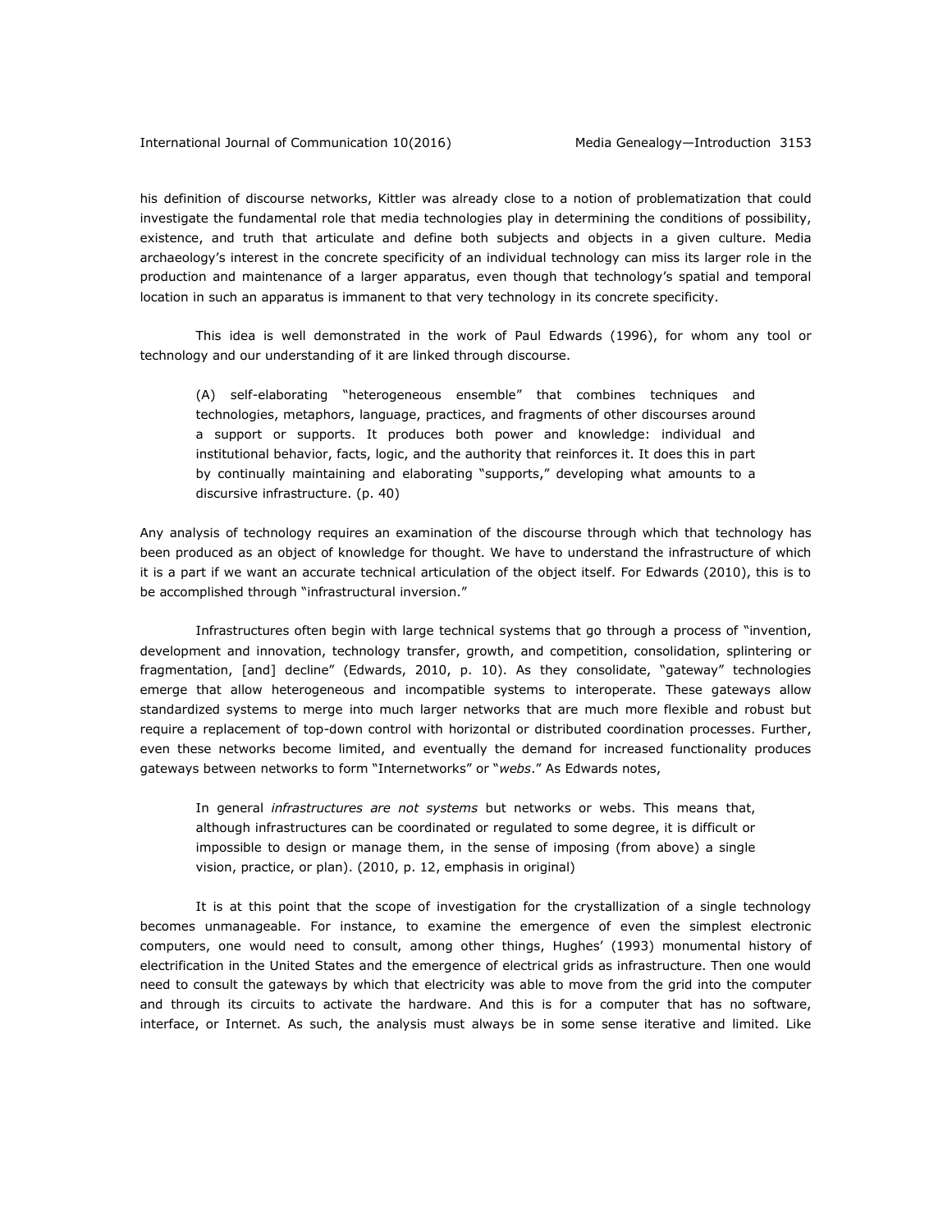his definition of discourse networks, Kittler was already close to a notion of problematization that could investigate the fundamental role that media technologies play in determining the conditions of possibility, existence, and truth that articulate and define both subjects and objects in a given culture. Media archaeology's interest in the concrete specificity of an individual technology can miss its larger role in the production and maintenance of a larger apparatus, even though that technology's spatial and temporal location in such an apparatus is immanent to that very technology in its concrete specificity.

This idea is well demonstrated in the work of Paul Edwards (1996), for whom any tool or technology and our understanding of it are linked through discourse.

> (A) self-elaborating "heterogeneous ensemble" that combines techniques and technologies, metaphors, language, practices, and fragments of other discourses around a support or supports. It produces both power and knowledge: individual and institutional behavior, facts, logic, and the authority that reinforces it. It does this in part by continually maintaining and elaborating "supports," developing what amounts to a discursive infrastructure. (p. 40)

Any analysis of technology requires an examination of the discourse through which that technology has been produced as an object of knowledge for thought. We have to understand the infrastructure of which it is a part if we want an accurate technical articulation of the object itself. For Edwards (2010), this is to be accomplished through "infrastructural inversion."

Infrastructures often begin with large technical systems that go through a process of "invention, development and innovation, technology transfer, growth, and competition, consolidation, splintering or fragmentation, [and] decline" (Edwards, 2010, p. 10). As they consolidate, "gateway" technologies emerge that allow heterogeneous and incompatible systems to interoperate. These gateways allow standardized systems to merge into much larger networks that are much more flexible and robust but require a replacement of top-down control with horizontal or distributed coordination processes. Further, even these networks become limited, and eventually the demand for increased functionality produces gateways between networks to form "Internetworks" or "*webs*." As Edwards notes,

> In general *infrastructures are not systems* but networks or webs. This means that, although infrastructures can be coordinated or regulated to some degree, it is difficult or impossible to design or manage them, in the sense of imposing (from above) a single vision, practice, or plan). (2010, p. 12, emphasis in original)

It is at this point that the scope of investigation for the crystallization of a single technology becomes unmanageable. For instance, to examine the emergence of even the simplest electronic computers, one would need to consult, among other things, Hughes' (1993) monumental history of electrification in the United States and the emergence of electrical grids as infrastructure. Then one would need to consult the gateways by which that electricity was able to move from the grid into the computer and through its circuits to activate the hardware. And this is for a computer that has no software, interface, or Internet. As such, the analysis must always be in some sense iterative and limited. Like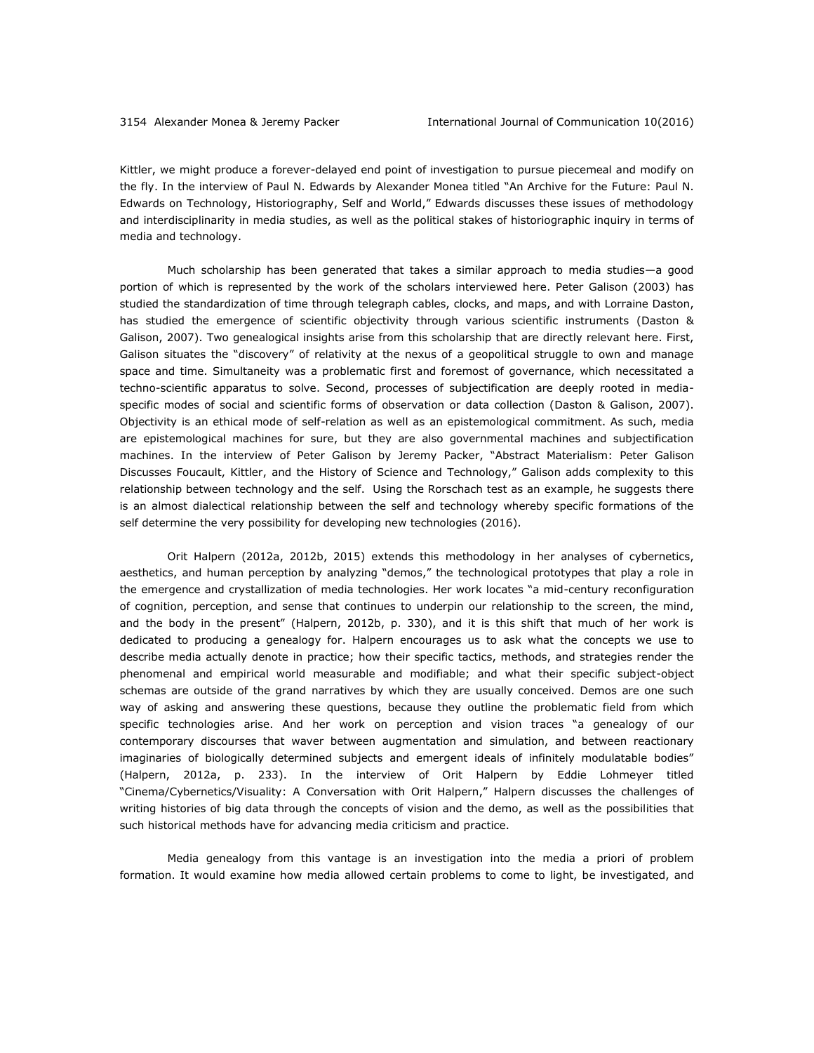Kittler, we might produce a forever-delayed end point of investigation to pursue piecemeal and modify on the fly. In the interview of Paul N. Edwards by Alexander Monea titled "An Archive for the Future: Paul N. Edwards on Technology, Historiography, Self and World," Edwards discusses these issues of methodology and interdisciplinarity in media studies, as well as the political stakes of historiographic inquiry in terms of media and technology.

Much scholarship has been generated that takes a similar approach to media studies—a good portion of which is represented by the work of the scholars interviewed here. Peter Galison (2003) has studied the standardization of time through telegraph cables, clocks, and maps, and with Lorraine Daston, has studied the emergence of scientific objectivity through various scientific instruments (Daston & Galison, 2007). Two genealogical insights arise from this scholarship that are directly relevant here. First, Galison situates the "discovery" of relativity at the nexus of a geopolitical struggle to own and manage space and time. Simultaneity was a problematic first and foremost of governance, which necessitated a techno-scientific apparatus to solve. Second, processes of subjectification are deeply rooted in media-specific modes of social and scientific forms of observation or data collection (Daston & Galison, 2007). Objectivity is an ethical mode of self-relation as well as an epistemological commitment. As such, media are epistemological machines for sure, but they are also governmental machines and subjectification machines. In the interview of Peter Galison by Jeremy Packer, "Abstract Materialism: Peter Galison Discusses Foucault, Kittler, and the History of Science and Technology," Galison adds complexity to this relationship between technology and the self. Using the Rorschach test as an example, he suggests there is an almost dialectical relationship between the self and technology whereby specific formations of the self determine the very possibility for developing new technologies (2016).

Orit Halpern (2012a, 2012b, 2015) extends this methodology in her analyses of cybernetics, aesthetics, and human perception by analyzing "demos," the technological prototypes that play a role in the emergence and crystallization of media technologies. Her work locates "a mid-century reconfiguration of cognition, perception, and sense that continues to underpin our relationship to the screen, the mind, and the body in the present" (Halpern, 2012b, p. 330), and it is this shift that much of her work is dedicated to producing a genealogy for. Halpern encourages us to ask what the concepts we use to describe media actually denote in practice; how their specific tactics, methods, and strategies render the phenomenal and empirical world measurable and modifiable; and what their specific subject-object schemas are outside of the grand narratives by which they are usually conceived. Demos are one such way of asking and answering these questions, because they outline the problematic field from which specific technologies arise. And her work on perception and vision traces "a genealogy of our contemporary discourses that waver between augmentation and simulation, and between reactionary imaginaries of biologically determined subjects and emergent ideals of infinitely modulatable bodies" (Halpern, 2012a, p. 233). In the interview of Orit Halpern by Eddie Lohmeyer titled "Cinema/Cybernetics/Visuality: A Conversation with Orit Halpern," Halpern discusses the challenges of writing histories of big data through the concepts of vision and the demo, as well as the possibilities that such historical methods have for advancing media criticism and practice.

Media genealogy from this vantage is an investigation into the media a priori of problem formation. It would examine how media allowed certain problems to come to light, be investigated, and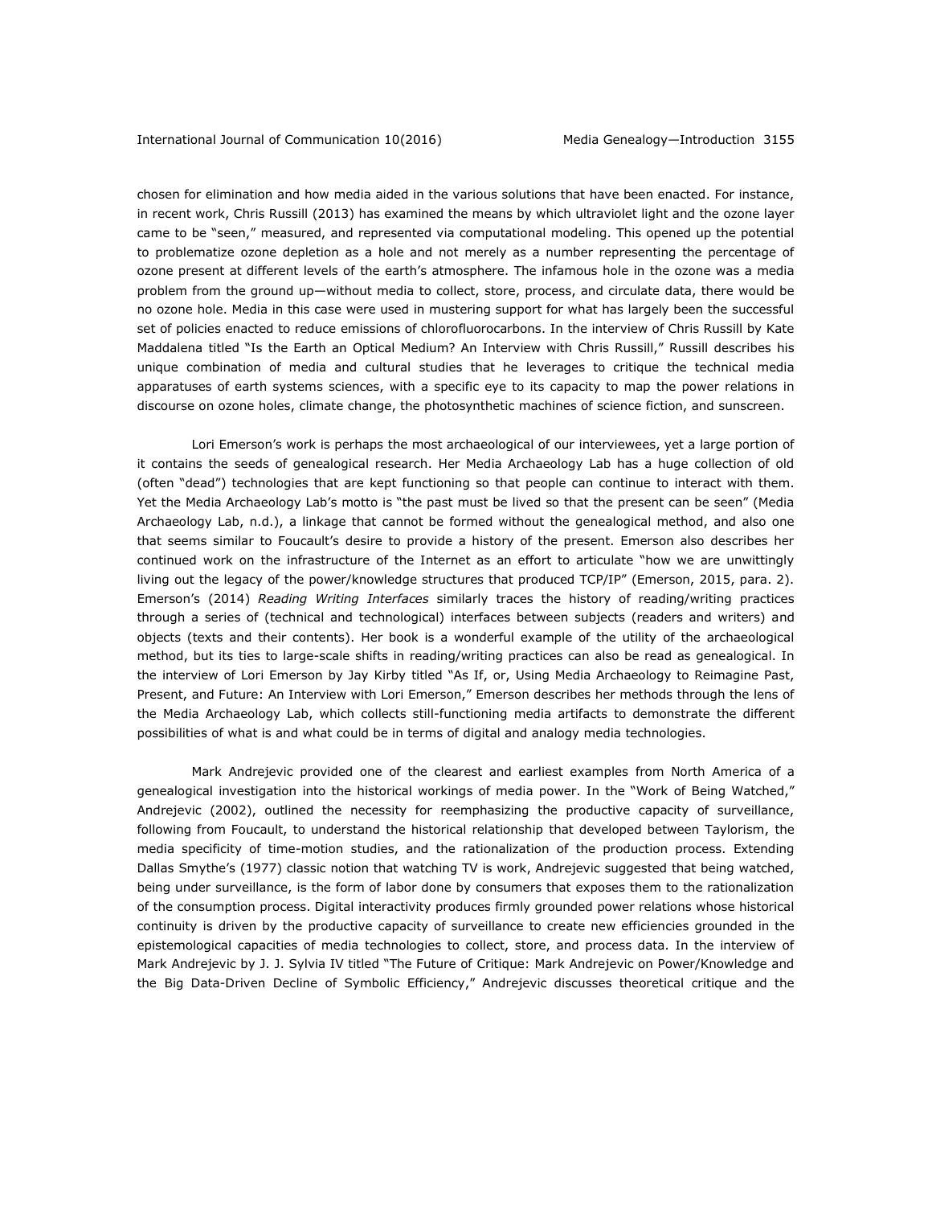chosen for elimination and how media aided in the various solutions that have been enacted. For instance, in recent work, Chris Russill (2013) has examined the means by which ultraviolet light and the ozone layer came to be "seen," measured, and represented via computational modeling. This opened up the potential to problematize ozone depletion as a hole and not merely as a number representing the percentage of ozone present at different levels of the earth's atmosphere. The infamous hole in the ozone was a media problem from the ground up—without media to collect, store, process, and circulate data, there would be no ozone hole. Media in this case were used in mustering support for what has largely been the successful set of policies enacted to reduce emissions of chlorofluorocarbons. In the interview of Chris Russill by Kate Maddalena titled "Is the Earth an Optical Medium? An Interview with Chris Russill," Russill describes his unique combination of media and cultural studies that he leverages to critique the technical media apparatuses of earth systems sciences, with a specific eye to its capacity to map the power relations in discourse on ozone holes, climate change, the photosynthetic machines of science fiction, and sunscreen.

Lori Emerson's work is perhaps the most archaeological of our interviewees, yet a large portion of it contains the seeds of genealogical research. Her Media Archaeology Lab has a huge collection of old (often "dead") technologies that are kept functioning so that people can continue to interact with them. Yet the Media Archaeology Lab's motto is "the past must be lived so that the present can be seen" (Media Archaeology Lab, n.d.), a linkage that cannot be formed without the genealogical method, and also one that seems similar to Foucault's desire to provide a history of the present. Emerson also describes her continued work on the infrastructure of the Internet as an effort to articulate "how we are unwittingly living out the legacy of the power/knowledge structures that produced TCP/IP" (Emerson, 2015, para. 2). Emerson's (2014) *Reading Writing Interfaces* similarly traces the history of reading/writing practices through a series of (technical and technological) interfaces between subjects (readers and writers) and objects (texts and their contents). Her book is a wonderful example of the utility of the archaeological method, but its ties to large-scale shifts in reading/writing practices can also be read as genealogical. In the interview of Lori Emerson by Jay Kirby titled "As If, or, Using Media Archaeology to Reimagine Past, Present, and Future: An Interview with Lori Emerson," Emerson describes her methods through the lens of the Media Archaeology Lab, which collects still-functioning media artifacts to demonstrate the different possibilities of what is and what could be in terms of digital and analogy media technologies.

Mark Andrejevic provided one of the clearest and earliest examples from North America of a genealogical investigation into the historical workings of media power. In the "Work of Being Watched," Andrejevic (2002), outlined the necessity for reemphasizing the productive capacity of surveillance, following from Foucault, to understand the historical relationship that developed between Taylorism, the media specificity of time-motion studies, and the rationalization of the production process. Extending Dallas Smythe's (1977) classic notion that watching TV is work, Andrejevic suggested that being watched, being under surveillance, is the form of labor done by consumers that exposes them to the rationalization of the consumption process. Digital interactivity produces firmly grounded power relations whose historical continuity is driven by the productive capacity of surveillance to create new efficiencies grounded in the epistemological capacities of media technologies to collect, store, and process data. In the interview of Mark Andrejevic by J. J. Sylvia IV titled "The Future of Critique: Mark Andrejevic on Power/Knowledge and the Big Data-Driven Decline of Symbolic Efficiency," Andrejevic discusses theoretical critique and the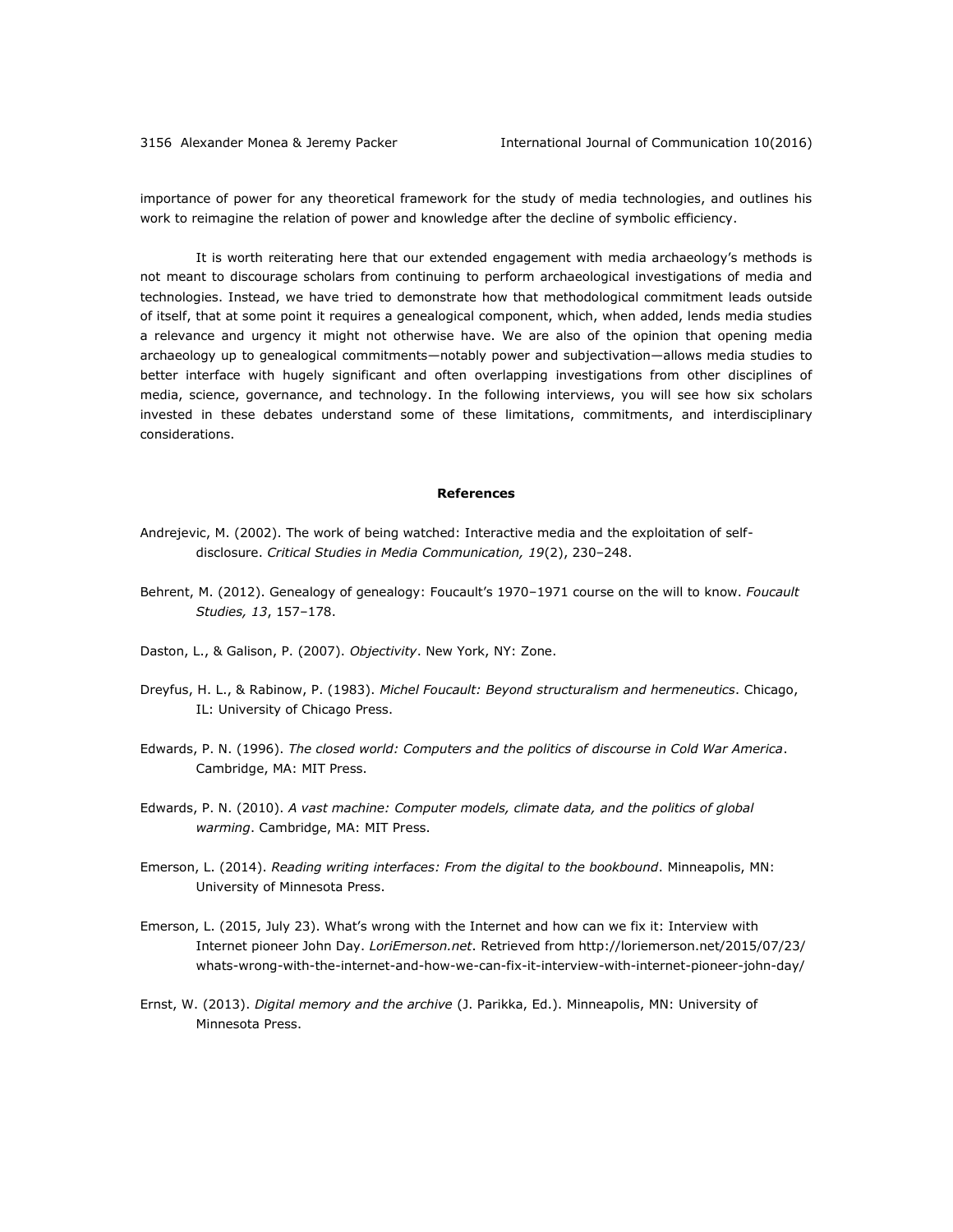importance of power for any theoretical framework for the study of media technologies, and outlines his work to reimagine the relation of power and knowledge after the decline of symbolic efficiency.

It is worth reiterating here that our extended engagement with media archaeology's methods is not meant to discourage scholars from continuing to perform archaeological investigations of media and technologies. Instead, we have tried to demonstrate how that methodological commitment leads outside of itself, that at some point it requires a genealogical component, which, when added, lends media studies a relevance and urgency it might not otherwise have. We are also of the opinion that opening media archaeology up to genealogical commitments—notably power and subjectivation—allows media studies to better interface with hugely significant and often overlapping investigations from other disciplines of media, science, governance, and technology. In the following interviews, you will see how six scholars invested in these debates understand some of these limitations, commitments, and interdisciplinary considerations.

## References

Andrejevic, M. (2002). The work of being watched: Interactive media and the exploitation of self-disclosure. *Critical Studies in Media Communication, 19*(2), 230–248.

Behrent, M. (2012). Genealogy of genealogy: Foucault's 1970–1971 course on the will to know. *Foucault Studies, 13*, 157–178.

Daston, L., & Galison, P. (2007). *Objectivity*. New York, NY: Zone.

Dreyfus, H. L., & Rabinow, P. (1983). *Michel Foucault: Beyond structuralism and hermeneutics*. Chicago, IL: University of Chicago Press.

Edwards, P. N. (1996). *The closed world: Computers and the politics of discourse in Cold War America*. Cambridge, MA: MIT Press.

Edwards, P. N. (2010). *A vast machine: Computer models, climate data, and the politics of global warming*. Cambridge, MA: MIT Press.

Emerson, L. (2014). *Reading writing interfaces: From the digital to the bookbound*. Minneapolis, MN: University of Minnesota Press.

Emerson, L. (2015, July 23). What's wrong with the Internet and how can we fix it: Interview with Internet pioneer John Day. *LoriEmerson.net*. Retrieved from http://loriemerson.net/2015/07/23/whats-wrong-with-the-internet-and-how-we-can-fix-it-interview-with-internet-pioneer-john-day/

Ernst, W. (2013). *Digital memory and the archive* (J. Parikka, Ed.). Minneapolis, MN: University of Minnesota Press.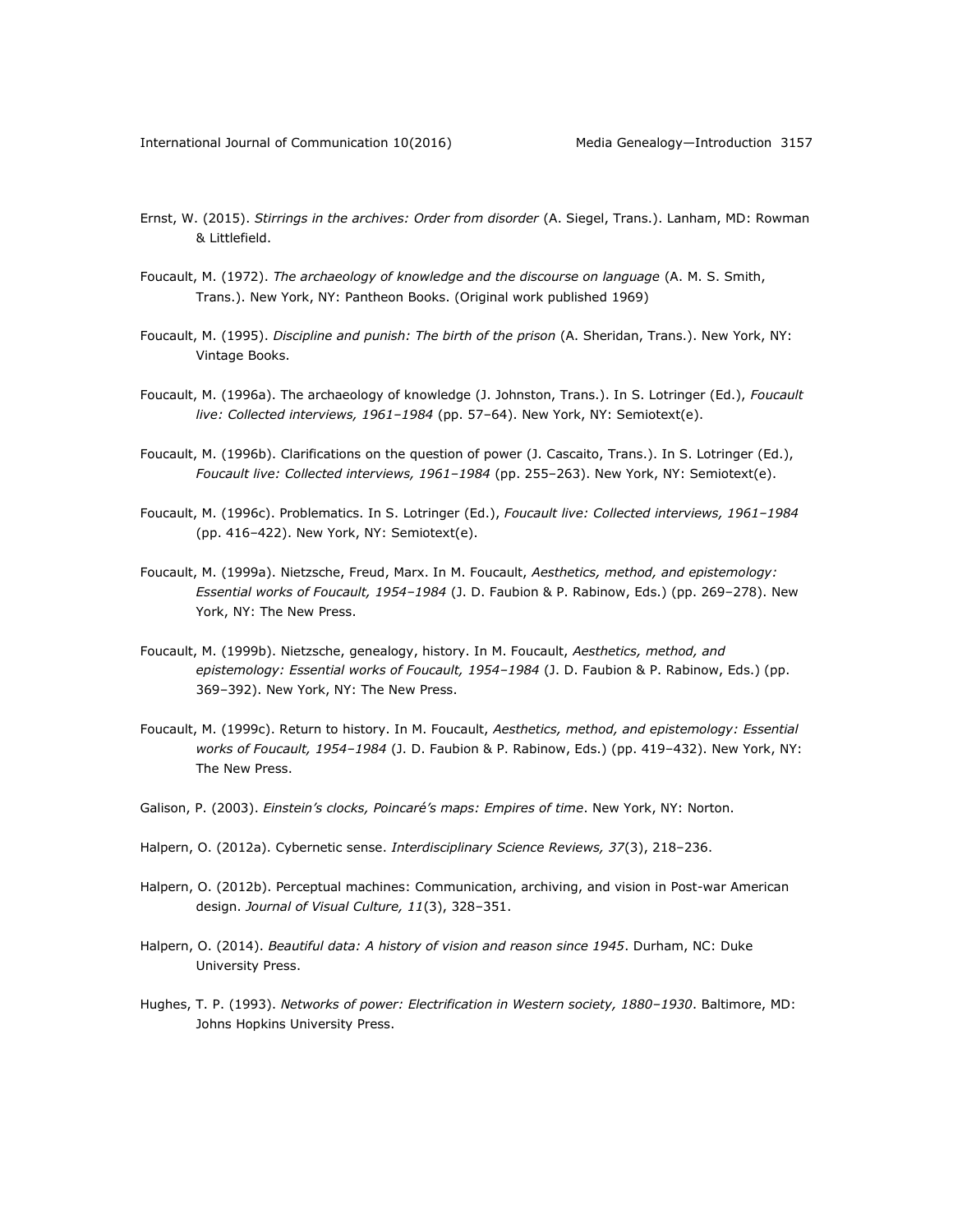Ernst, W. (2015). *Stirrings in the archives: Order from disorder* (A. Siegel, Trans.). Lanham, MD: Rowman & Littlefield.

Foucault, M. (1972). *The archaeology of knowledge and the discourse on language* (A. M. S. Smith, Trans.). New York, NY: Pantheon Books. (Original work published 1969)

Foucault, M. (1995). *Discipline and punish: The birth of the prison* (A. Sheridan, Trans.). New York, NY: Vintage Books.

Foucault, M. (1996a). The archaeology of knowledge (J. Johnston, Trans.). In S. Lotringer (Ed.), *Foucault live: Collected interviews, 1961–1984* (pp. 57–64). New York, NY: Semiotext(e).

Foucault, M. (1996b). Clarifications on the question of power (J. Cascaito, Trans.). In S. Lotringer (Ed.), *Foucault live: Collected interviews, 1961–1984* (pp. 255–263). New York, NY: Semiotext(e).

Foucault, M. (1996c). Problematics. In S. Lotringer (Ed.), *Foucault live: Collected interviews, 1961–1984* (pp. 416–422). New York, NY: Semiotext(e).

Foucault, M. (1999a). Nietzsche, Freud, Marx. In M. Foucault, *Aesthetics, method, and epistemology: Essential works of Foucault, 1954–1984* (J. D. Faubion & P. Rabinow, Eds.) (pp. 269–278). New York, NY: The New Press.

Foucault, M. (1999b). Nietzsche, genealogy, history. In M. Foucault, *Aesthetics, method, and epistemology: Essential works of Foucault, 1954–1984* (J. D. Faubion & P. Rabinow, Eds.) (pp. 369–392). New York, NY: The New Press.

Foucault, M. (1999c). Return to history. In M. Foucault, *Aesthetics, method, and epistemology: Essential works of Foucault, 1954–1984* (J. D. Faubion & P. Rabinow, Eds.) (pp. 419–432). New York, NY: The New Press.

Galison, P. (2003). *Einstein's clocks, Poincaré's maps: Empires of time*. New York, NY: Norton.

Halpern, O. (2012a). Cybernetic sense. *Interdisciplinary Science Reviews, 37*(3), 218–236.

Halpern, O. (2012b). Perceptual machines: Communication, archiving, and vision in Post-war American design. *Journal of Visual Culture, 11*(3), 328–351.

Halpern, O. (2014). *Beautiful data: A history of vision and reason since 1945*. Durham, NC: Duke University Press.

Hughes, T. P. (1993). *Networks of power: Electrification in Western society, 1880–1930*. Baltimore, MD: Johns Hopkins University Press.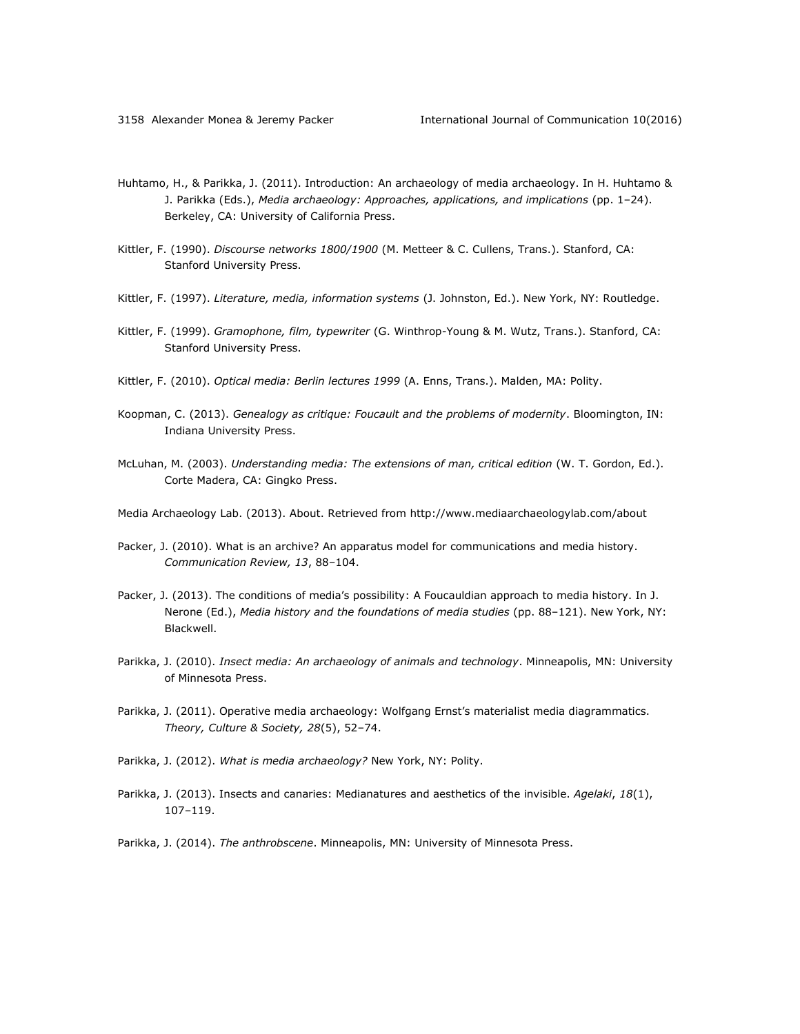Huhtamo, H., & Parikka, J. (2011). Introduction: An archaeology of media archaeology. In H. Huhtamo & J. Parikka (Eds.), *Media archaeology: Approaches, applications, and implications* (pp. 1–24). Berkeley, CA: University of California Press.

Kittler, F. (1990). *Discourse networks 1800/1900* (M. Metteer & C. Cullens, Trans.). Stanford, CA: Stanford University Press.

Kittler, F. (1997). *Literature, media, information systems* (J. Johnston, Ed.). New York, NY: Routledge.

Kittler, F. (1999). *Gramophone, film, typewriter* (G. Winthrop-Young & M. Wutz, Trans.). Stanford, CA: Stanford University Press.

Kittler, F. (2010). *Optical media: Berlin lectures 1999* (A. Enns, Trans.). Malden, MA: Polity.

Koopman, C. (2013). *Genealogy as critique: Foucault and the problems of modernity*. Bloomington, IN: Indiana University Press.

McLuhan, M. (2003). *Understanding media: The extensions of man, critical edition* (W. T. Gordon, Ed.). Corte Madera, CA: Gingko Press.

Media Archaeology Lab. (2013). About. Retrieved from http://www.mediaarchaeologylab.com/about

Packer, J. (2010). What is an archive? An apparatus model for communications and media history. *Communication Review, 13*, 88–104.

Packer, J. (2013). The conditions of media's possibility: A Foucauldian approach to media history. In J. Nerone (Ed.), *Media history and the foundations of media studies* (pp. 88–121). New York, NY: Blackwell.

Parikka, J. (2010). *Insect media: An archaeology of animals and technology*. Minneapolis, MN: University of Minnesota Press.

Parikka, J. (2011). Operative media archaeology: Wolfgang Ernst's materialist media diagrammatics. *Theory, Culture & Society, 28*(5), 52–74.

Parikka, J. (2012). *What is media archaeology?* New York, NY: Polity.

Parikka, J. (2013). Insects and canaries: Medianatures and aesthetics of the invisible. *Agelaki*, *18*(1), 107–119.

Parikka, J. (2014). *The anthrobscene*. Minneapolis, MN: University of Minnesota Press.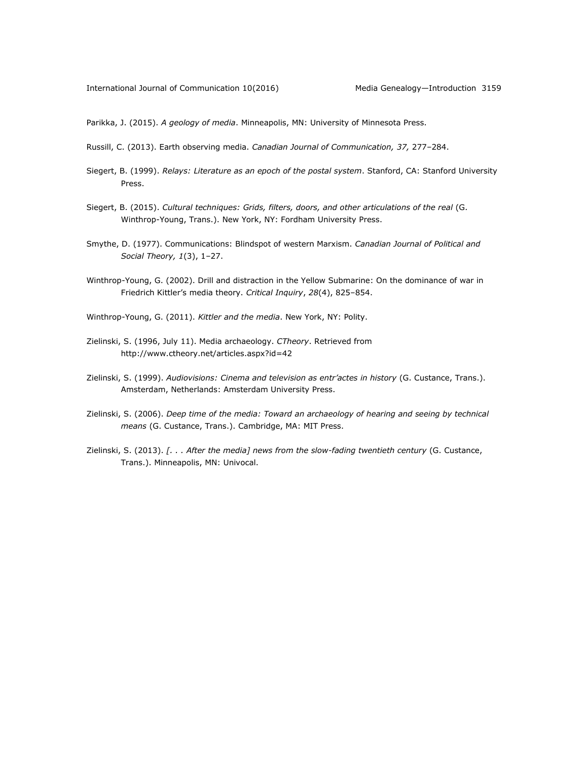Parikka, J. (2015). *A geology of media*. Minneapolis, MN: University of Minnesota Press.

Russill, C. (2013). Earth observing media. *Canadian Journal of Communication, 37,* 277–284.

Siegert, B. (1999). *Relays: Literature as an epoch of the postal system*. Stanford, CA: Stanford University Press.

Siegert, B. (2015). *Cultural techniques: Grids, filters, doors, and other articulations of the real* (G. Winthrop-Young, Trans.). New York, NY: Fordham University Press.

Smythe, D. (1977). Communications: Blindspot of western Marxism. *Canadian Journal of Political and Social Theory, 1*(3), 1–27.

Winthrop-Young, G. (2002). Drill and distraction in the Yellow Submarine: On the dominance of war in Friedrich Kittler's media theory. *Critical Inquiry*, *28*(4), 825–854.

Winthrop-Young, G. (2011). *Kittler and the media*. New York, NY: Polity.

Zielinski, S. (1996, July 11). Media archaeology. *CTheory*. Retrieved from http://www.ctheory.net/articles.aspx?id=42

Zielinski, S. (1999). *Audiovisions: Cinema and television as entr'actes in history* (G. Custance, Trans.). Amsterdam, Netherlands: Amsterdam University Press.

Zielinski, S. (2006). *Deep time of the media: Toward an archaeology of hearing and seeing by technical means* (G. Custance, Trans.). Cambridge, MA: MIT Press.

Zielinski, S. (2013). *[. . . After the media] news from the slow-fading twentieth century* (G. Custance, Trans.). Minneapolis, MN: Univocal.